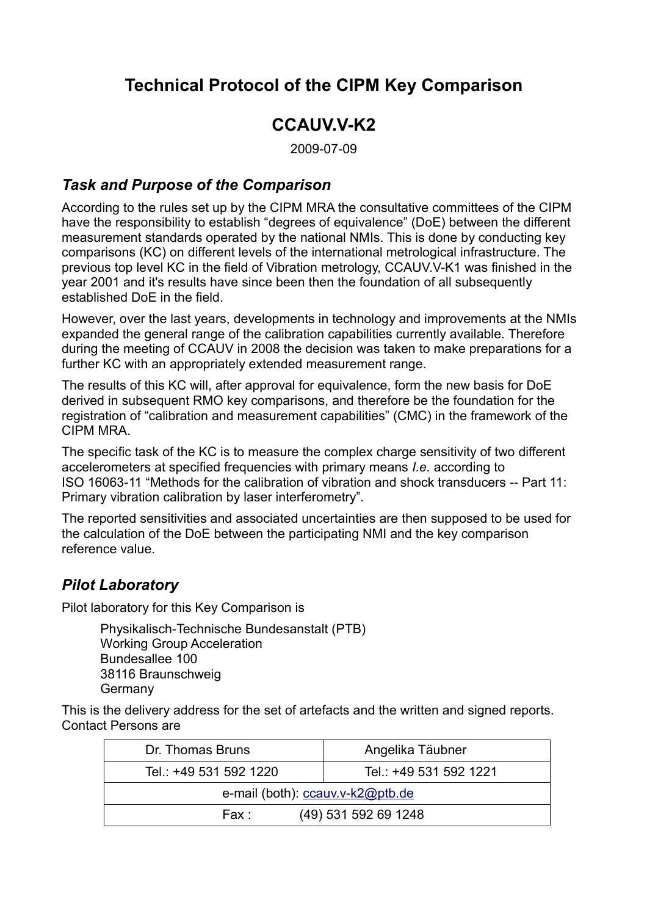# Technical Protocol of the CIPM Key Comparison

# CCAUV.V-K2

2009-07-09

## *Task and Purpose of the Comparison*

According to the rules set up by the CIPM MRA the consultative committees of the CIPM have the responsibility to establish "degrees of equivalence" (DoE) between the different measurement standards operated by the national NMIs. This is done by conducting key comparisons (KC) on different levels of the international metrological infrastructure. The previous top level KC in the field of Vibration metrology, CCAUV.V-K1 was finished in the year 2001 and it's results have since been then the foundation of all subsequently established DoE in the field.

However, over the last years, developments in technology and improvements at the NMIs expanded the general range of the calibration capabilities currently available. Therefore during the meeting of CCAUV in 2008 the decision was taken to make preparations for a further KC with an appropriately extended measurement range.

The results of this KC will, after approval for equivalence, form the new basis for DoE derived in subsequent RMO key comparisons, and therefore be the foundation for the registration of "calibration and measurement capabilities" (CMC) in the framework of the CIPM MRA.

The specific task of the KC is to measure the complex charge sensitivity of two different accelerometers at specified frequencies with primary means *I.e.* according to ISO 16063-11 "Methods for the calibration of vibration and shock transducers -- Part 11: Primary vibration calibration by laser interferometry".

The reported sensitivities and associated uncertainties are then supposed to be used for the calculation of the DoE between the participating NMI and the key comparison reference value.

## *Pilot Laboratory*

Pilot laboratory for this Key Comparison is

Physikalisch-Technische Bundesanstalt (PTB)
Working Group Acceleration
Bundesallee 100
38116 Braunschweig
Germany

This is the delivery address for the set of artefacts and the written and signed reports. Contact Persons are

| Dr. Thomas Bruns | Angelika Täubner |
|---|---|
| Tel.: +49 531 592 1220 | Tel.: +49 531 592 1221 |
| e-mail (both): ccauv.v-k2@ptb.de | |
| Fax : (49) 531 592 69 1248 | |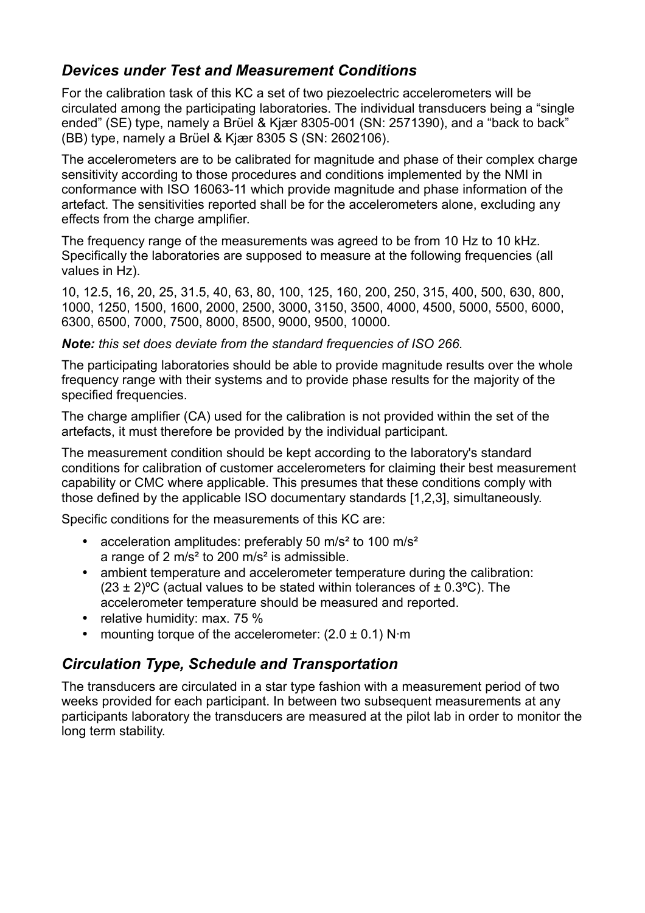## *Devices under Test and Measurement Conditions*

For the calibration task of this KC a set of two piezoelectric accelerometers will be circulated among the participating laboratories. The individual transducers being a “single ended” (SE) type, namely a Brüel & Kjær 8305-001 (SN: 2571390), and a “back to back” (BB) type, namely a Brüel & Kjær 8305 S (SN: 2602106).

The accelerometers are to be calibrated for magnitude and phase of their complex charge sensitivity according to those procedures and conditions implemented by the NMI in conformance with ISO 16063-11 which provide magnitude and phase information of the artefact. The sensitivities reported shall be for the accelerometers alone, excluding any effects from the charge amplifier.

The frequency range of the measurements was agreed to be from 10 Hz to 10 kHz. Specifically the laboratories are supposed to measure at the following frequencies (all values in Hz).

10, 12.5, 16, 20, 25, 31.5, 40, 63, 80, 100, 125, 160, 200, 250, 315, 400, 500, 630, 800, 1000, 1250, 1500, 1600, 2000, 2500, 3000, 3150, 3500, 4000, 4500, 5000, 5500, 6000, 6300, 6500, 7000, 7500, 8000, 8500, 9000, 9500, 10000.

***Note:*** *this set does deviate from the standard frequencies of ISO 266.*

The participating laboratories should be able to provide magnitude results over the whole frequency range with their systems and to provide phase results for the majority of the specified frequencies.

The charge amplifier (CA) used for the calibration is not provided within the set of the artefacts, it must therefore be provided by the individual participant.

The measurement condition should be kept according to the laboratory's standard conditions for calibration of customer accelerometers for claiming their best measurement capability or CMC where applicable. This presumes that these conditions comply with those defined by the applicable ISO documentary standards [1,2,3], simultaneously.

Specific conditions for the measurements of this KC are:

- acceleration amplitudes: preferably 50 m/s² to 100 m/s²
  a range of 2 m/s² to 200 m/s² is admissible.
- ambient temperature and accelerometer temperature during the calibration: (23 ± 2)ºC (actual values to be stated within tolerances of ± 0.3ºC). The accelerometer temperature should be measured and reported.
- relative humidity: max. 75 %
- mounting torque of the accelerometer: (2.0 ± 0.1) N·m

## *Circulation Type, Schedule and Transportation*

The transducers are circulated in a star type fashion with a measurement period of two weeks provided for each participant. In between two subsequent measurements at any participants laboratory the transducers are measured at the pilot lab in order to monitor the long term stability.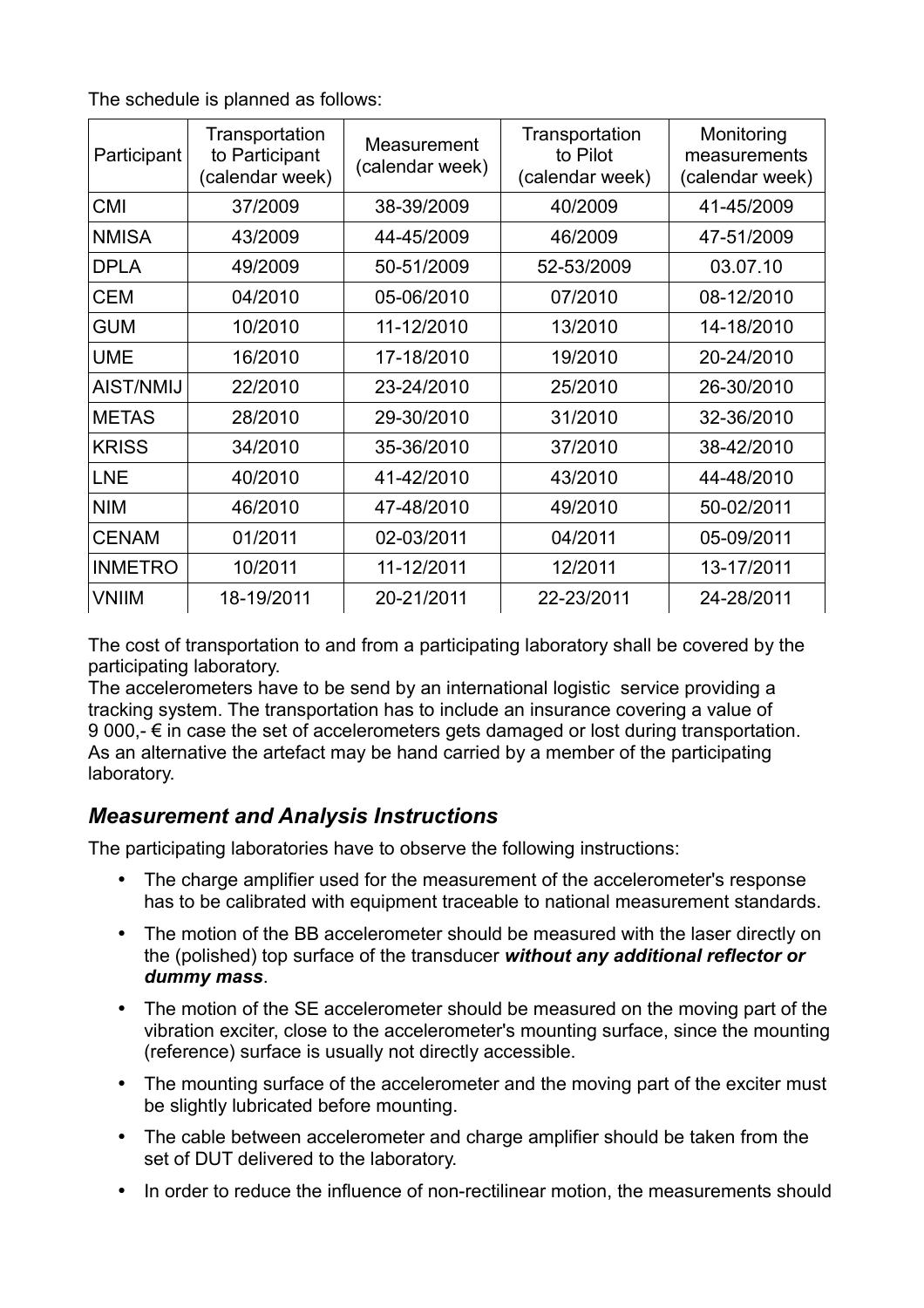The schedule is planned as follows:

| Participant | Transportation to Participant (calendar week) | Measurement (calendar week) | Transportation to Pilot (calendar week) | Monitoring measurements (calendar week) |
|---|---|---|---|---|
| CMI | 37/2009 | 38-39/2009 | 40/2009 | 41-45/2009 |
| NMISA | 43/2009 | 44-45/2009 | 46/2009 | 47-51/2009 |
| DPLA | 49/2009 | 50-51/2009 | 52-53/2009 | 03.07.10 |
| CEM | 04/2010 | 05-06/2010 | 07/2010 | 08-12/2010 |
| GUM | 10/2010 | 11-12/2010 | 13/2010 | 14-18/2010 |
| UME | 16/2010 | 17-18/2010 | 19/2010 | 20-24/2010 |
| AIST/NMIJ | 22/2010 | 23-24/2010 | 25/2010 | 26-30/2010 |
| METAS | 28/2010 | 29-30/2010 | 31/2010 | 32-36/2010 |
| KRISS | 34/2010 | 35-36/2010 | 37/2010 | 38-42/2010 |
| LNE | 40/2010 | 41-42/2010 | 43/2010 | 44-48/2010 |
| NIM | 46/2010 | 47-48/2010 | 49/2010 | 50-02/2011 |
| CENAM | 01/2011 | 02-03/2011 | 04/2011 | 05-09/2011 |
| INMETRO | 10/2011 | 11-12/2011 | 12/2011 | 13-17/2011 |
| VNIIM | 18-19/2011 | 20-21/2011 | 22-23/2011 | 24-28/2011 |

The cost of transportation to and from a participating laboratory shall be covered by the participating laboratory.
The accelerometers have to be send by an international logistic service providing a tracking system. The transportation has to include an insurance covering a value of 9 000,- € in case the set of accelerometers gets damaged or lost during transportation. As an alternative the artefact may be hand carried by a member of the participating laboratory.

## *Measurement and Analysis Instructions*

The participating laboratories have to observe the following instructions:

- The charge amplifier used for the measurement of the accelerometer's response has to be calibrated with equipment traceable to national measurement standards.
- The motion of the BB accelerometer should be measured with the laser directly on the (polished) top surface of the transducer ***without any additional reflector or dummy mass***.
- The motion of the SE accelerometer should be measured on the moving part of the vibration exciter, close to the accelerometer's mounting surface, since the mounting (reference) surface is usually not directly accessible.
- The mounting surface of the accelerometer and the moving part of the exciter must be slightly lubricated before mounting.
- The cable between accelerometer and charge amplifier should be taken from the set of DUT delivered to the laboratory.
- In order to reduce the influence of non-rectilinear motion, the measurements should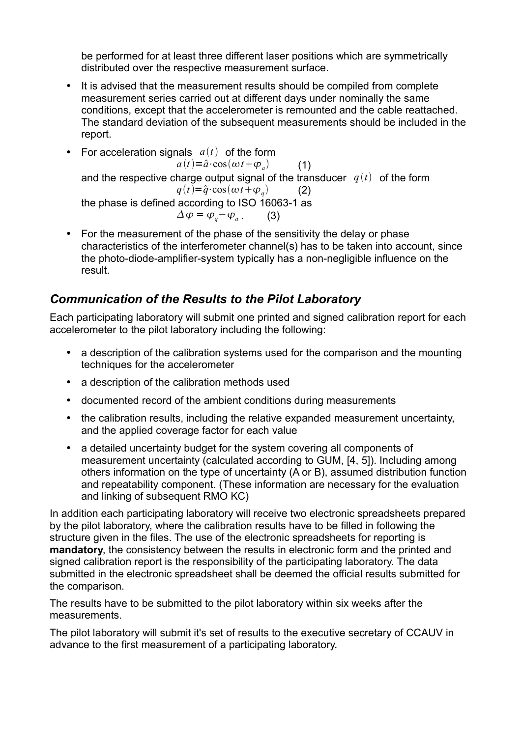be performed for at least three different laser positions which are symmetrically distributed over the respective measurement surface.

- It is advised that the measurement results should be compiled from complete measurement series carried out at different days under nominally the same conditions, except that the accelerometer is remounted and the cable reattached. The standard deviation of the subsequent measurements should be included in the report.
- For acceleration signals $a(t)$ of the form

  $$a(t)=\hat{a}\cdot\cos(\omega t+\varphi_a) \qquad (1)$$

  and the respective charge output signal of the transducer $q(t)$ of the form

  $$q(t)=\hat{q}\cdot\cos(\omega t+\varphi_q) \qquad (2)$$

  the phase is defined according to ISO 16063-1 as

  $$\Delta\varphi=\varphi_q-\varphi_a\,. \qquad (3)$$

- For the measurement of the phase of the sensitivity the delay or phase characteristics of the interferometer channel(s) has to be taken into account, since the photo-diode-amplifier-system typically has a non-negligible influence on the result.

## *Communication of the Results to the Pilot Laboratory*

Each participating laboratory will submit one printed and signed calibration report for each accelerometer to the pilot laboratory including the following:

- a description of the calibration systems used for the comparison and the mounting techniques for the accelerometer
- a description of the calibration methods used
- documented record of the ambient conditions during measurements
- the calibration results, including the relative expanded measurement uncertainty, and the applied coverage factor for each value
- a detailed uncertainty budget for the system covering all components of measurement uncertainty (calculated according to GUM, [4, 5]). Including among others information on the type of uncertainty (A or B), assumed distribution function and repeatability component. (These information are necessary for the evaluation and linking of subsequent RMO KC)

In addition each participating laboratory will receive two electronic spreadsheets prepared by the pilot laboratory, where the calibration results have to be filled in following the structure given in the files. The use of the electronic spreadsheets for reporting is **mandatory**, the consistency between the results in electronic form and the printed and signed calibration report is the responsibility of the participating laboratory. The data submitted in the electronic spreadsheet shall be deemed the official results submitted for the comparison.

The results have to be submitted to the pilot laboratory within six weeks after the measurements.

The pilot laboratory will submit it's set of results to the executive secretary of CCAUV in advance to the first measurement of a participating laboratory.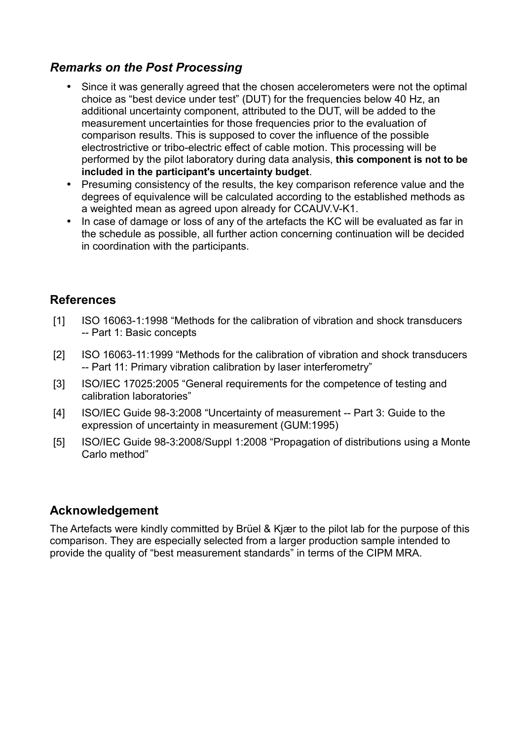### *Remarks on the Post Processing*

- Since it was generally agreed that the chosen accelerometers were not the optimal choice as "best device under test" (DUT) for the frequencies below 40 Hz, an additional uncertainty component, attributed to the DUT, will be added to the measurement uncertainties for those frequencies prior to the evaluation of comparison results. This is supposed to cover the influence of the possible electrostrictive or tribo-electric effect of cable motion. This processing will be performed by the pilot laboratory during data analysis, **this component is not to be included in the participant's uncertainty budget**.
- Presuming consistency of the results, the key comparison reference value and the degrees of equivalence will be calculated according to the established methods as a weighted mean as agreed upon already for CCAUV.V-K1.
- In case of damage or loss of any of the artefacts the KC will be evaluated as far in the schedule as possible, all further action concerning continuation will be decided in coordination with the participants.

## References

[1] ISO 16063-1:1998 "Methods for the calibration of vibration and shock transducers -- Part 1: Basic concepts

[2] ISO 16063-11:1999 "Methods for the calibration of vibration and shock transducers -- Part 11: Primary vibration calibration by laser interferometry"

[3] ISO/IEC 17025:2005 "General requirements for the competence of testing and calibration laboratories"

[4] ISO/IEC Guide 98-3:2008 "Uncertainty of measurement -- Part 3: Guide to the expression of uncertainty in measurement (GUM:1995)

[5] ISO/IEC Guide 98-3:2008/Suppl 1:2008 "Propagation of distributions using a Monte Carlo method"

## Acknowledgement

The Artefacts were kindly committed by Brüel & Kjær to the pilot lab for the purpose of this comparison. They are especially selected from a larger production sample intended to provide the quality of "best measurement standards" in terms of the CIPM MRA.